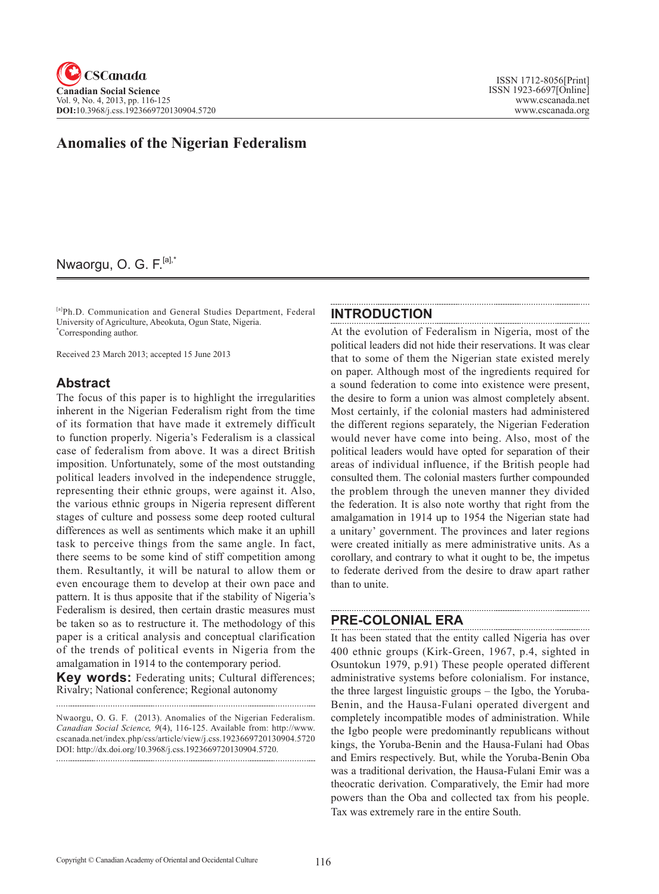# Anomalies of the Nigerian Federalism

Nwaorgu, O. G. F.[a],*

[a]Ph.D. Communication and General Studies Department, Federal University of Agriculture, Abeokuta, Ogun State, Nigeria.
*Corresponding author.

Received 23 March 2013; accepted 15 June 2013

## Abstract

The focus of this paper is to highlight the irregularities inherent in the Nigerian Federalism right from the time of its formation that have made it extremely difficult to function properly. Nigeria's Federalism is a classical case of federalism from above. It was a direct British imposition. Unfortunately, some of the most outstanding political leaders involved in the independence struggle, representing their ethnic groups, were against it. Also, the various ethnic groups in Nigeria represent different stages of culture and possess some deep rooted cultural differences as well as sentiments which make it an uphill task to perceive things from the same angle. In fact, there seems to be some kind of stiff competition among them. Resultantly, it will be natural to allow them or even encourage them to develop at their own pace and pattern. It is thus apposite that if the stability of Nigeria's Federalism is desired, then certain drastic measures must be taken so as to restructure it. The methodology of this paper is a critical analysis and conceptual clarification of the trends of political events in Nigeria from the amalgamation in 1914 to the contemporary period.

**Key words:** Federating units; Cultural differences; Rivalry; National conference; Regional autonomy

Nwaorgu, O. G. F. (2013). Anomalies of the Nigerian Federalism. *Canadian Social Science*, *9*(4), 116-125. Available from: http://www.cscanada.net/index.php/css/article/view/j.css.1923669720130904.5720 DOI: http://dx.doi.org/10.3968/j.css.1923669720130904.5720.

## INTRODUCTION

At the evolution of Federalism in Nigeria, most of the political leaders did not hide their reservations. It was clear that to some of them the Nigerian state existed merely on paper. Although most of the ingredients required for a sound federation to come into existence were present, the desire to form a union was almost completely absent. Most certainly, if the colonial masters had administered the different regions separately, the Nigerian Federation would never have come into being. Also, most of the political leaders would have opted for separation of their areas of individual influence, if the British people had consulted them. The colonial masters further compounded the problem through the uneven manner they divided the federation. It is also note worthy that right from the amalgamation in 1914 up to 1954 the Nigerian state had a unitary' government. The provinces and later regions were created initially as mere administrative units. As a corollary, and contrary to what it ought to be, the impetus to federate derived from the desire to draw apart rather than to unite.

## PRE-COLONIAL ERA

It has been stated that the entity called Nigeria has over 400 ethnic groups (Kirk-Green, 1967, p.4, sighted in Osuntokun 1979, p.91) These people operated different administrative systems before colonialism. For instance, the three largest linguistic groups – the Igbo, the Yoruba-Benin, and the Hausa-Fulani operated divergent and completely incompatible modes of administration. While the Igbo people were predominantly republicans without kings, the Yoruba-Benin and the Hausa-Fulani had Obas and Emirs respectively. But, while the Yoruba-Benin Oba was a traditional derivation, the Hausa-Fulani Emir was a theocratic derivation. Comparatively, the Emir had more powers than the Oba and collected tax from his people. Tax was extremely rare in the entire South.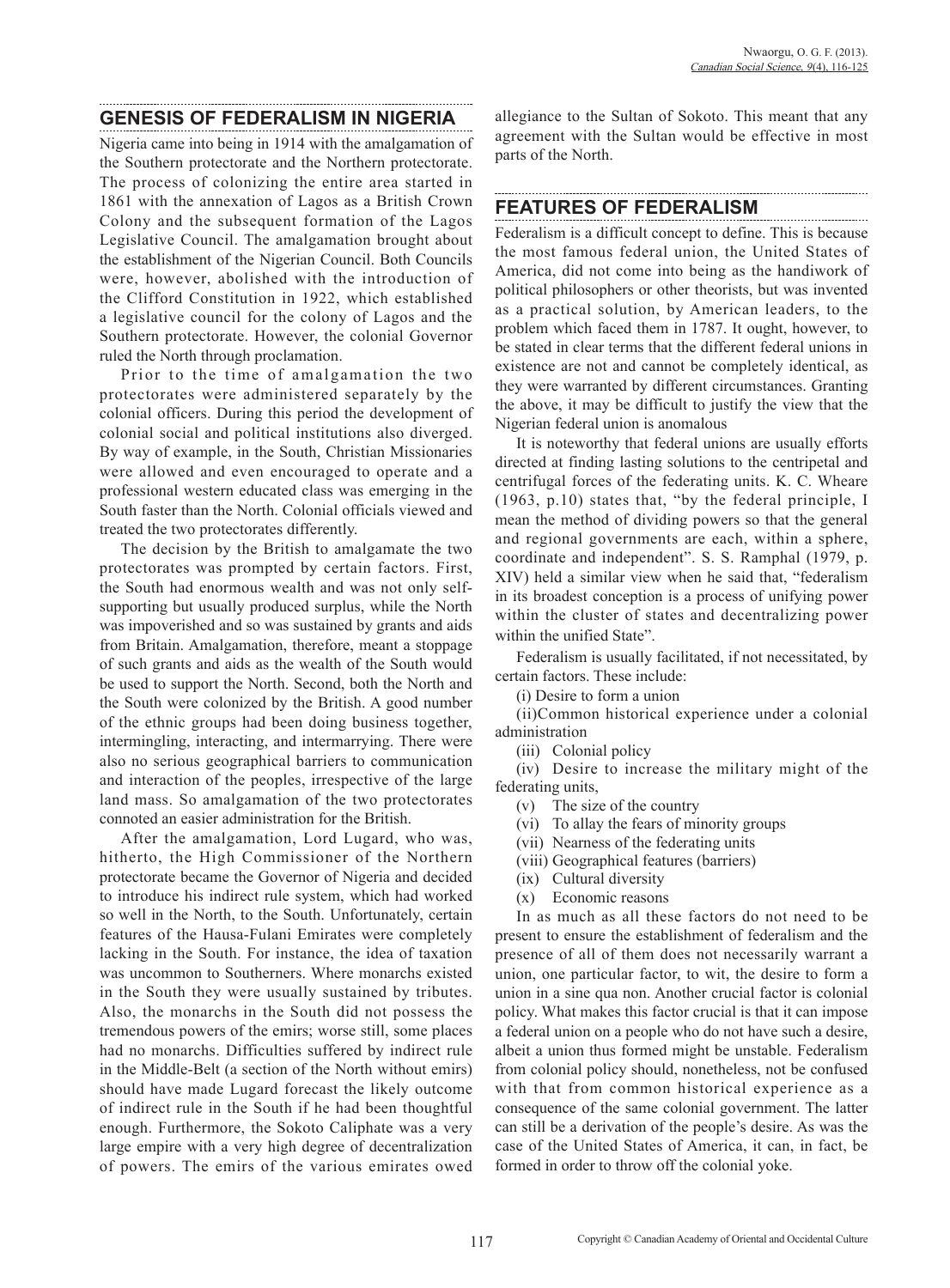## GENESIS OF FEDERALISM IN NIGERIA

Nigeria came into being in 1914 with the amalgamation of the Southern protectorate and the Northern protectorate. The process of colonizing the entire area started in 1861 with the annexation of Lagos as a British Crown Colony and the subsequent formation of the Lagos Legislative Council. The amalgamation brought about the establishment of the Nigerian Council. Both Councils were, however, abolished with the introduction of the Clifford Constitution in 1922, which established a legislative council for the colony of Lagos and the Southern protectorate. However, the colonial Governor ruled the North through proclamation.

Prior to the time of amalgamation the two protectorates were administered separately by the colonial officers. During this period the development of colonial social and political institutions also diverged. By way of example, in the South, Christian Missionaries were allowed and even encouraged to operate and a professional western educated class was emerging in the South faster than the North. Colonial officials viewed and treated the two protectorates differently.

The decision by the British to amalgamate the two protectorates was prompted by certain factors. First, the South had enormous wealth and was not only self-supporting but usually produced surplus, while the North was impoverished and so was sustained by grants and aids from Britain. Amalgamation, therefore, meant a stoppage of such grants and aids as the wealth of the South would be used to support the North. Second, both the North and the South were colonized by the British. A good number of the ethnic groups had been doing business together, intermingling, interacting, and intermarrying. There were also no serious geographical barriers to communication and interaction of the peoples, irrespective of the large land mass. So amalgamation of the two protectorates connoted an easier administration for the British.

After the amalgamation, Lord Lugard, who was, hitherto, the High Commissioner of the Northern protectorate became the Governor of Nigeria and decided to introduce his indirect rule system, which had worked so well in the North, to the South. Unfortunately, certain features of the Hausa-Fulani Emirates were completely lacking in the South. For instance, the idea of taxation was uncommon to Southerners. Where monarchs existed in the South they were usually sustained by tributes. Also, the monarchs in the South did not possess the tremendous powers of the emirs; worse still, some places had no monarchs. Difficulties suffered by indirect rule in the Middle-Belt (a section of the North without emirs) should have made Lugard forecast the likely outcome of indirect rule in the South if he had been thoughtful enough. Furthermore, the Sokoto Caliphate was a very large empire with a very high degree of decentralization of powers. The emirs of the various emirates owed allegiance to the Sultan of Sokoto. This meant that any agreement with the Sultan would be effective in most parts of the North.

## FEATURES OF FEDERALISM

Federalism is a difficult concept to define. This is because the most famous federal union, the United States of America, did not come into being as the handiwork of political philosophers or other theorists, but was invented as a practical solution, by American leaders, to the problem which faced them in 1787. It ought, however, to be stated in clear terms that the different federal unions in existence are not and cannot be completely identical, as they were warranted by different circumstances. Granting the above, it may be difficult to justify the view that the Nigerian federal union is anomalous

It is noteworthy that federal unions are usually efforts directed at finding lasting solutions to the centripetal and centrifugal forces of the federating units. K. C. Wheare (1963, p.10) states that, "by the federal principle, I mean the method of dividing powers so that the general and regional governments are each, within a sphere, coordinate and independent". S. S. Ramphal (1979, p. XIV) held a similar view when he said that, "federalism in its broadest conception is a process of unifying power within the cluster of states and decentralizing power within the unified State".

Federalism is usually facilitated, if not necessitated, by certain factors. These include:

(i) Desire to form a union

(ii) Common historical experience under a colonial administration

(iii) Colonial policy

(iv) Desire to increase the military might of the federating units,

(v) The size of the country

(vi) To allay the fears of minority groups

(vii) Nearness of the federating units

(viii) Geographical features (barriers)

(ix) Cultural diversity

(x) Economic reasons

In as much as all these factors do not need to be present to ensure the establishment of federalism and the presence of all of them does not necessarily warrant a union, one particular factor, to wit, the desire to form a union in a sine qua non. Another crucial factor is colonial policy. What makes this factor crucial is that it can impose a federal union on a people who do not have such a desire, albeit a union thus formed might be unstable. Federalism from colonial policy should, nonetheless, not be confused with that from common historical experience as a consequence of the same colonial government. The latter can still be a derivation of the people's desire. As was the case of the United States of America, it can, in fact, be formed in order to throw off the colonial yoke.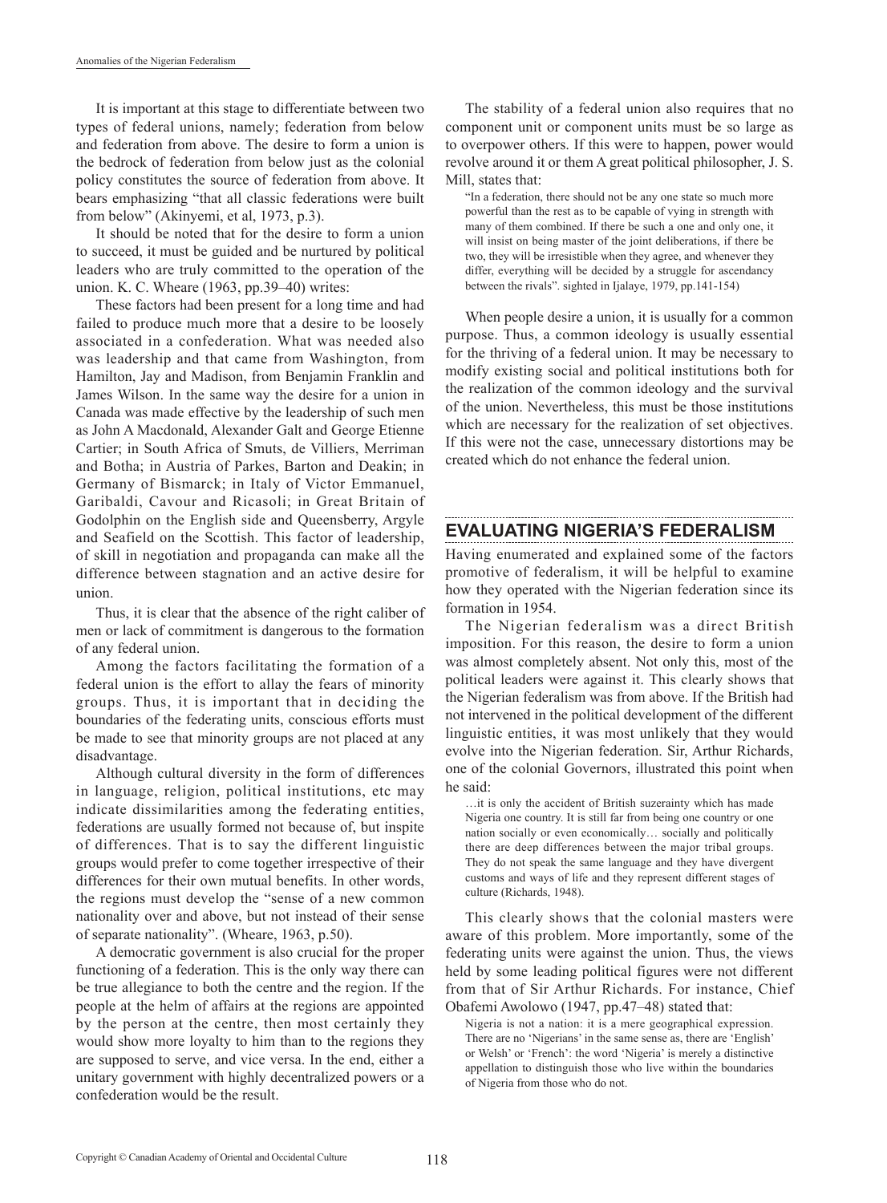It is important at this stage to differentiate between two types of federal unions, namely; federation from below and federation from above. The desire to form a union is the bedrock of federation from below just as the colonial policy constitutes the source of federation from above. It bears emphasizing "that all classic federations were built from below" (Akinyemi, et al, 1973, p.3).

It should be noted that for the desire to form a union to succeed, it must be guided and be nurtured by political leaders who are truly committed to the operation of the union. K. C. Wheare (1963, pp.39–40) writes:

These factors had been present for a long time and had failed to produce much more that a desire to be loosely associated in a confederation. What was needed also was leadership and that came from Washington, from Hamilton, Jay and Madison, from Benjamin Franklin and James Wilson. In the same way the desire for a union in Canada was made effective by the leadership of such men as John A Macdonald, Alexander Galt and George Etienne Cartier; in South Africa of Smuts, de Villiers, Merriman and Botha; in Austria of Parkes, Barton and Deakin; in Germany of Bismarck; in Italy of Victor Emmanuel, Garibaldi, Cavour and Ricasoli; in Great Britain of Godolphin on the English side and Queensberry, Argyle and Seafield on the Scottish. This factor of leadership, of skill in negotiation and propaganda can make all the difference between stagnation and an active desire for union.

Thus, it is clear that the absence of the right caliber of men or lack of commitment is dangerous to the formation of any federal union.

Among the factors facilitating the formation of a federal union is the effort to allay the fears of minority groups. Thus, it is important that in deciding the boundaries of the federating units, conscious efforts must be made to see that minority groups are not placed at any disadvantage.

Although cultural diversity in the form of differences in language, religion, political institutions, etc may indicate dissimilarities among the federating entities, federations are usually formed not because of, but inspite of differences. That is to say the different linguistic groups would prefer to come together irrespective of their differences for their own mutual benefits. In other words, the regions must develop the "sense of a new common nationality over and above, but not instead of their sense of separate nationality". (Wheare, 1963, p.50).

A democratic government is also crucial for the proper functioning of a federation. This is the only way there can be true allegiance to both the centre and the region. If the people at the helm of affairs at the regions are appointed by the person at the centre, then most certainly they would show more loyalty to him than to the regions they are supposed to serve, and vice versa. In the end, either a unitary government with highly decentralized powers or a confederation would be the result.

The stability of a federal union also requires that no component unit or component units must be so large as to overpower others. If this were to happen, power would revolve around it or them A great political philosopher, J. S. Mill, states that:

> "In a federation, there should not be any one state so much more powerful than the rest as to be capable of vying in strength with many of them combined. If there be such a one and only one, it will insist on being master of the joint deliberations, if there be two, they will be irresistible when they agree, and whenever they differ, everything will be decided by a struggle for ascendancy between the rivals". sighted in Ijalaye, 1979, pp.141-154)

When people desire a union, it is usually for a common purpose. Thus, a common ideology is usually essential for the thriving of a federal union. It may be necessary to modify existing social and political institutions both for the realization of the common ideology and the survival of the union. Nevertheless, this must be those institutions which are necessary for the realization of set objectives. If this were not the case, unnecessary distortions may be created which do not enhance the federal union.

## EVALUATING NIGERIA'S FEDERALISM

Having enumerated and explained some of the factors promotive of federalism, it will be helpful to examine how they operated with the Nigerian federation since its formation in 1954.

The Nigerian federalism was a direct British imposition. For this reason, the desire to form a union was almost completely absent. Not only this, most of the political leaders were against it. This clearly shows that the Nigerian federalism was from above. If the British had not intervened in the political development of the different linguistic entities, it was most unlikely that they would evolve into the Nigerian federation. Sir, Arthur Richards, one of the colonial Governors, illustrated this point when he said:

> …it is only the accident of British suzerainty which has made Nigeria one country. It is still far from being one country or one nation socially or even economically… socially and politically there are deep differences between the major tribal groups. They do not speak the same language and they have divergent customs and ways of life and they represent different stages of culture (Richards, 1948).

This clearly shows that the colonial masters were aware of this problem. More importantly, some of the federating units were against the union. Thus, the views held by some leading political figures were not different from that of Sir Arthur Richards. For instance, Chief Obafemi Awolowo (1947, pp.47–48) stated that:

> Nigeria is not a nation: it is a mere geographical expression. There are no 'Nigerians' in the same sense as, there are 'English' or Welsh' or 'French': the word 'Nigeria' is merely a distinctive appellation to distinguish those who live within the boundaries of Nigeria from those who do not.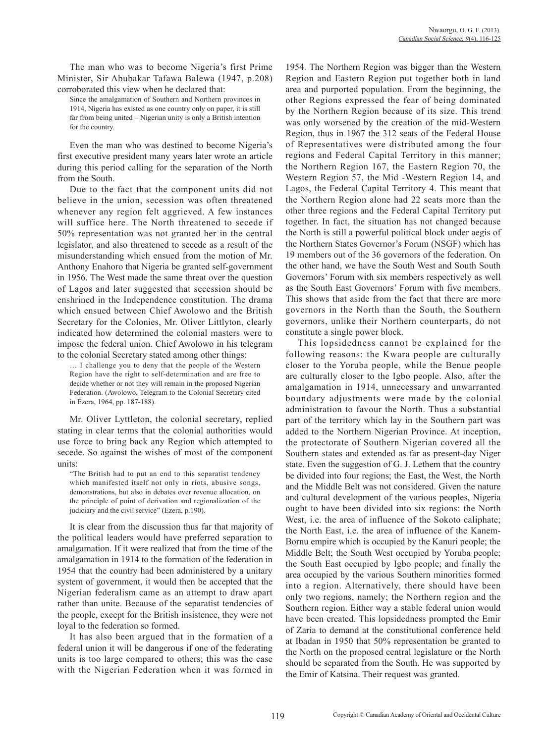The man who was to become Nigeria's first Prime Minister, Sir Abubakar Tafawa Balewa (1947, p.208) corroborated this view when he declared that:

> Since the amalgamation of Southern and Northern provinces in 1914, Nigeria has existed as one country only on paper, it is still far from being united – Nigerian unity is only a British intention for the country.

Even the man who was destined to become Nigeria's first executive president many years later wrote an article during this period calling for the separation of the North from the South.

Due to the fact that the component units did not believe in the union, secession was often threatened whenever any region felt aggrieved. A few instances will suffice here. The North threatened to secede if 50% representation was not granted her in the central legislator, and also threatened to secede as a result of the misunderstanding which ensued from the motion of Mr. Anthony Enahoro that Nigeria be granted self-government in 1956. The West made the same threat over the question of Lagos and later suggested that secession should be enshrined in the Independence constitution. The drama which ensued between Chief Awolowo and the British Secretary for the Colonies, Mr. Oliver Littlyton, clearly indicated how determined the colonial masters were to impose the federal union. Chief Awolowo in his telegram to the colonial Secretary stated among other things:

> … I challenge you to deny that the people of the Western Region have the right to self-determination and are free to decide whether or not they will remain in the proposed Nigerian Federation. (Awolowo, Telegram to the Colonial Secretary cited in Ezera, 1964, pp. 187-188).

Mr. Oliver Lyttleton, the colonial secretary, replied stating in clear terms that the colonial authorities would use force to bring back any Region which attempted to secede. So against the wishes of most of the component units:

> "The British had to put an end to this separatist tendency which manifested itself not only in riots, abusive songs, demonstrations, but also in debates over revenue allocation, on the principle of point of derivation and regionalization of the judiciary and the civil service" (Ezera, p.190).

It is clear from the discussion thus far that majority of the political leaders would have preferred separation to amalgamation. If it were realized that from the time of the amalgamation in 1914 to the formation of the federation in 1954 that the country had been administered by a unitary system of government, it would then be accepted that the Nigerian federalism came as an attempt to draw apart rather than unite. Because of the separatist tendencies of the people, except for the British insistence, they were not loyal to the federation so formed.

It has also been argued that in the formation of a federal union it will be dangerous if one of the federating units is too large compared to others; this was the case with the Nigerian Federation when it was formed in 1954. The Northern Region was bigger than the Western Region and Eastern Region put together both in land area and purported population. From the beginning, the other Regions expressed the fear of being dominated by the Northern Region because of its size. This trend was only worsened by the creation of the mid-Western Region, thus in 1967 the 312 seats of the Federal House of Representatives were distributed among the four regions and Federal Capital Territory in this manner; the Northern Region 167, the Eastern Region 70, the Western Region 57, the Mid -Western Region 14, and Lagos, the Federal Capital Territory 4. This meant that the Northern Region alone had 22 seats more than the other three regions and the Federal Capital Territory put together. In fact, the situation has not changed because the North is still a powerful political block under aegis of the Northern States Governor's Forum (NSGF) which has 19 members out of the 36 governors of the federation. On the other hand, we have the South West and South South Governors' Forum with six members respectively as well as the South East Governors' Forum with five members. This shows that aside from the fact that there are more governors in the North than the South, the Southern governors, unlike their Northern counterparts, do not constitute a single power block.

This lopsidedness cannot be explained for the following reasons: the Kwara people are culturally closer to the Yoruba people, while the Benue people are culturally closer to the Igbo people. Also, after the amalgamation in 1914, unnecessary and unwarranted boundary adjustments were made by the colonial administration to favour the North. Thus a substantial part of the territory which lay in the Southern part was added to the Northern Nigerian Province. At inception, the protectorate of Southern Nigerian covered all the Southern states and extended as far as present-day Niger state. Even the suggestion of G. J. Lethem that the country be divided into four regions; the East, the West, the North and the Middle Belt was not considered. Given the nature and cultural development of the various peoples, Nigeria ought to have been divided into six regions: the North West, i.e. the area of influence of the Sokoto caliphate; the North East, i.e. the area of influence of the Kanem-Bornu empire which is occupied by the Kanuri people; the Middle Belt; the South West occupied by Yoruba people; the South East occupied by Igbo people; and finally the area occupied by the various Southern minorities formed into a region. Alternatively, there should have been only two regions, namely; the Northern region and the Southern region. Either way a stable federal union would have been created. This lopsidedness prompted the Emir of Zaria to demand at the constitutional conference held at Ibadan in 1950 that 50% representation be granted to the North on the proposed central legislature or the North should be separated from the South. He was supported by the Emir of Katsina. Their request was granted.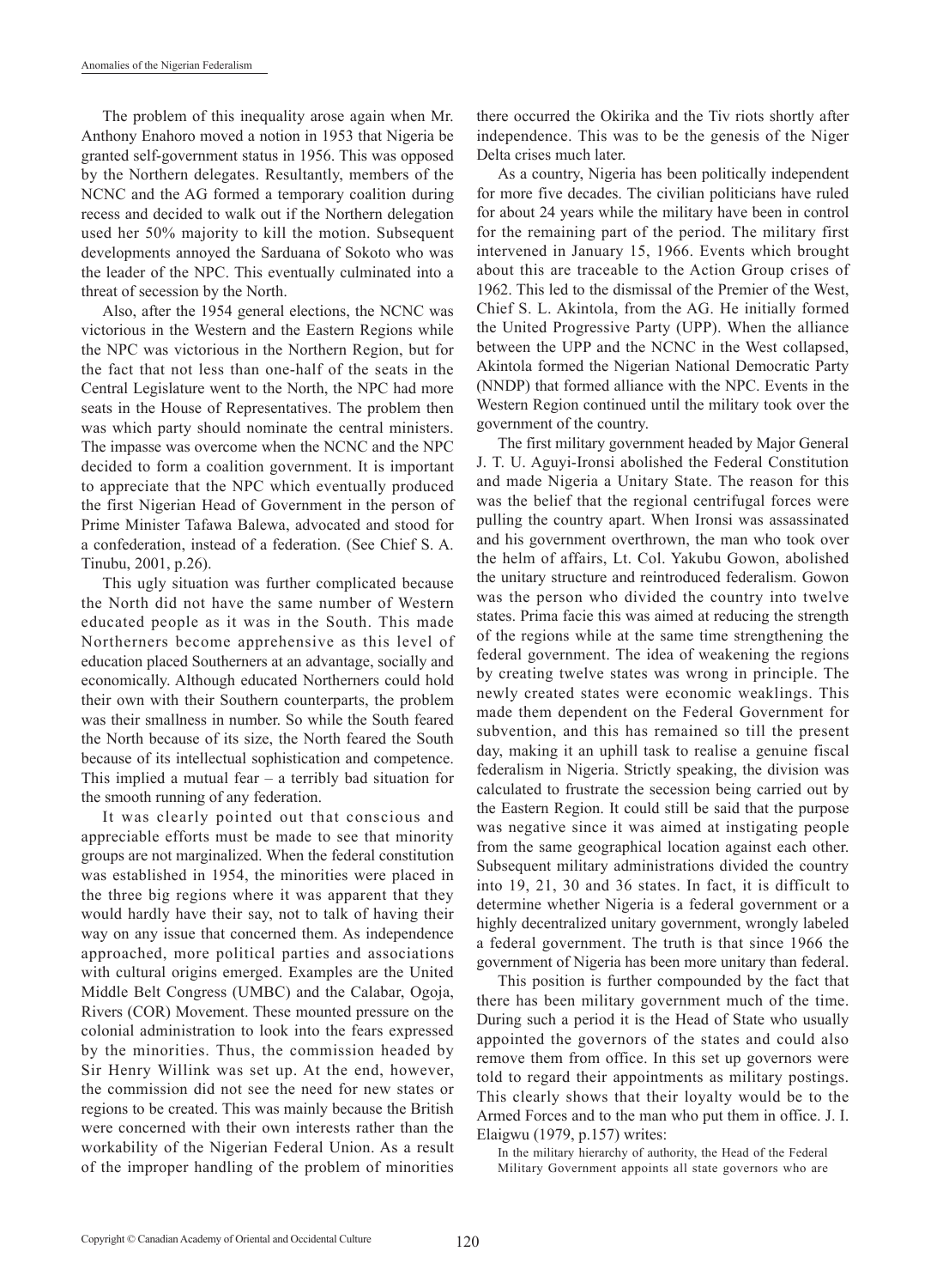The problem of this inequality arose again when Mr. Anthony Enahoro moved a notion in 1953 that Nigeria be granted self-government status in 1956. This was opposed by the Northern delegates. Resultantly, members of the NCNC and the AG formed a temporary coalition during recess and decided to walk out if the Northern delegation used her 50% majority to kill the motion. Subsequent developments annoyed the Sarduana of Sokoto who was the leader of the NPC. This eventually culminated into a threat of secession by the North.

Also, after the 1954 general elections, the NCNC was victorious in the Western and the Eastern Regions while the NPC was victorious in the Northern Region, but for the fact that not less than one-half of the seats in the Central Legislature went to the North, the NPC had more seats in the House of Representatives. The problem then was which party should nominate the central ministers. The impasse was overcome when the NCNC and the NPC decided to form a coalition government. It is important to appreciate that the NPC which eventually produced the first Nigerian Head of Government in the person of Prime Minister Tafawa Balewa, advocated and stood for a confederation, instead of a federation. (See Chief S. A. Tinubu, 2001, p.26).

This ugly situation was further complicated because the North did not have the same number of Western educated people as it was in the South. This made Northerners become apprehensive as this level of education placed Southerners at an advantage, socially and economically. Although educated Northerners could hold their own with their Southern counterparts, the problem was their smallness in number. So while the South feared the North because of its size, the North feared the South because of its intellectual sophistication and competence. This implied a mutual fear – a terribly bad situation for the smooth running of any federation.

It was clearly pointed out that conscious and appreciable efforts must be made to see that minority groups are not marginalized. When the federal constitution was established in 1954, the minorities were placed in the three big regions where it was apparent that they would hardly have their say, not to talk of having their way on any issue that concerned them. As independence approached, more political parties and associations with cultural origins emerged. Examples are the United Middle Belt Congress (UMBC) and the Calabar, Ogoja, Rivers (COR) Movement. These mounted pressure on the colonial administration to look into the fears expressed by the minorities. Thus, the commission headed by Sir Henry Willink was set up. At the end, however, the commission did not see the need for new states or regions to be created. This was mainly because the British were concerned with their own interests rather than the workability of the Nigerian Federal Union. As a result of the improper handling of the problem of minorities there occurred the Okirika and the Tiv riots shortly after independence. This was to be the genesis of the Niger Delta crises much later.

As a country, Nigeria has been politically independent for more five decades. The civilian politicians have ruled for about 24 years while the military have been in control for the remaining part of the period. The military first intervened in January 15, 1966. Events which brought about this are traceable to the Action Group crises of 1962. This led to the dismissal of the Premier of the West, Chief S. L. Akintola, from the AG. He initially formed the United Progressive Party (UPP). When the alliance between the UPP and the NCNC in the West collapsed, Akintola formed the Nigerian National Democratic Party (NNDP) that formed alliance with the NPC. Events in the Western Region continued until the military took over the government of the country.

The first military government headed by Major General J. T. U. Aguyi-Ironsi abolished the Federal Constitution and made Nigeria a Unitary State. The reason for this was the belief that the regional centrifugal forces were pulling the country apart. When Ironsi was assassinated and his government overthrown, the man who took over the helm of affairs, Lt. Col. Yakubu Gowon, abolished the unitary structure and reintroduced federalism. Gowon was the person who divided the country into twelve states. Prima facie this was aimed at reducing the strength of the regions while at the same time strengthening the federal government. The idea of weakening the regions by creating twelve states was wrong in principle. The newly created states were economic weaklings. This made them dependent on the Federal Government for subvention, and this has remained so till the present day, making it an uphill task to realise a genuine fiscal federalism in Nigeria. Strictly speaking, the division was calculated to frustrate the secession being carried out by the Eastern Region. It could still be said that the purpose was negative since it was aimed at instigating people from the same geographical location against each other. Subsequent military administrations divided the country into 19, 21, 30 and 36 states. In fact, it is difficult to determine whether Nigeria is a federal government or a highly decentralized unitary government, wrongly labeled a federal government. The truth is that since 1966 the government of Nigeria has been more unitary than federal.

This position is further compounded by the fact that there has been military government much of the time. During such a period it is the Head of State who usually appointed the governors of the states and could also remove them from office. In this set up governors were told to regard their appointments as military postings. This clearly shows that their loyalty would be to the Armed Forces and to the man who put them in office. J. I. Elaigwu (1979, p.157) writes:

> In the military hierarchy of authority, the Head of the Federal Military Government appoints all state governors who are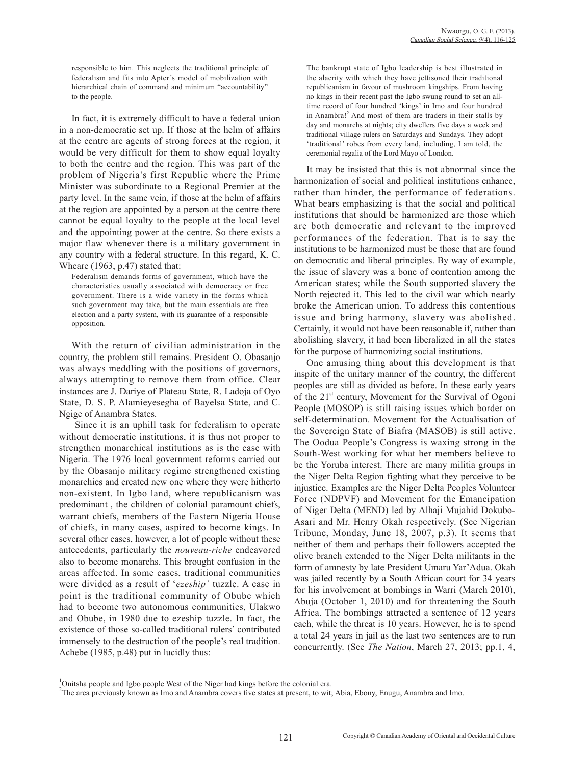> responsible to him. This neglects the traditional principle of federalism and fits into Apter's model of mobilization with hierarchical chain of command and minimum "accountability" to the people.

In fact, it is extremely difficult to have a federal union in a non-democratic set up. If those at the helm of affairs at the centre are agents of strong forces at the region, it would be very difficult for them to show equal loyalty to both the centre and the region. This was part of the problem of Nigeria's first Republic where the Prime Minister was subordinate to a Regional Premier at the party level. In the same vein, if those at the helm of affairs at the region are appointed by a person at the centre there cannot be equal loyalty to the people at the local level and the appointing power at the centre. So there exists a major flaw whenever there is a military government in any country with a federal structure. In this regard, K. C. Wheare (1963, p.47) stated that:

> Federalism demands forms of government, which have the characteristics usually associated with democracy or free government. There is a wide variety in the forms which such government may take, but the main essentials are free election and a party system, with its guarantee of a responsible opposition.

With the return of civilian administration in the country, the problem still remains. President O. Obasanjo was always meddling with the positions of governors, always attempting to remove them from office. Clear instances are J. Dariye of Plateau State, R. Ladoja of Oyo State, D. S. P. Alamieyesegha of Bayelsa State, and C. Ngige of Anambra States.

Since it is an uphill task for federalism to operate without democratic institutions, it is thus not proper to strengthen monarchical institutions as is the case with Nigeria. The 1976 local government reforms carried out by the Obasanjo military regime strengthened existing monarchies and created new one where they were hitherto non-existent. In Igbo land, where republicanism was predominant[1], the children of colonial paramount chiefs, warrant chiefs, members of the Eastern Nigeria House of chiefs, in many cases, aspired to become kings. In several other cases, however, a lot of people without these antecedents, particularly the *nouveau-riche* endeavored also to become monarchs. This brought confusion in the areas affected. In some cases, traditional communities were divided as a result of '*ezeship'* tuzzle. A case in point is the traditional community of Obube which had to become two autonomous communities, Ulakwo and Obube, in 1980 due to ezeship tuzzle. In fact, the existence of those so-called traditional rulers' contributed immensely to the destruction of the people's real tradition. Achebe (1985, p.48) put in lucidly thus:

> The bankrupt state of Igbo leadership is best illustrated in the alacrity with which they have jettisoned their traditional republicanism in favour of mushroom kingships. From having no kings in their recent past the Igbo swung round to set an all-time record of four hundred 'kings' in Imo and four hundred in Anambra![2] And most of them are traders in their stalls by day and monarchs at nights; city dwellers five days a week and traditional village rulers on Saturdays and Sundays. They adopt 'traditional' robes from every land, including, I am told, the ceremonial regalia of the Lord Mayo of London.

It may be insisted that this is not abnormal since the harmonization of social and political institutions enhance, rather than hinder, the performance of federations. What bears emphasizing is that the social and political institutions that should be harmonized are those which are both democratic and relevant to the improved performances of the federation. That is to say the institutions to be harmonized must be those that are found on democratic and liberal principles. By way of example, the issue of slavery was a bone of contention among the American states; while the South supported slavery the North rejected it. This led to the civil war which nearly broke the American union. To address this contentious issue and bring harmony, slavery was abolished. Certainly, it would not have been reasonable if, rather than abolishing slavery, it had been liberalized in all the states for the purpose of harmonizing social institutions.

One amusing thing about this development is that inspite of the unitary manner of the country, the different peoples are still as divided as before. In these early years of the 21st century, Movement for the Survival of Ogoni People (MOSOP) is still raising issues which border on self-determination. Movement for the Actualisation of the Sovereign State of Biafra (MASOB) is still active. The Oodua People's Congress is waxing strong in the South-West working for what her members believe to be the Yoruba interest. There are many militia groups in the Niger Delta Region fighting what they perceive to be injustice. Examples are the Niger Delta Peoples Volunteer Force (NDPVF) and Movement for the Emancipation of Niger Delta (MEND) led by Alhaji Mujahid Dokubo-Asari and Mr. Henry Okah respectively. (See Nigerian Tribune, Monday, June 18, 2007, p.3). It seems that neither of them and perhaps their followers accepted the olive branch extended to the Niger Delta militants in the form of amnesty by late President Umaru Yar'Adua. Okah was jailed recently by a South African court for 34 years for his involvement at bombings in Warri (March 2010), Abuja (October 1, 2010) and for threatening the South Africa. The bombings attracted a sentence of 12 years each, while the threat is 10 years. However, he is to spend a total 24 years in jail as the last two sentences are to run concurrently. (See *The Nation*, March 27, 2013; pp.1, 4,

---

[1] Onitsha people and Igbo people West of the Niger had kings before the colonial era.

[2] The area previously known as Imo and Anambra covers five states at present, to wit; Abia, Ebony, Enugu, Anambra and Imo.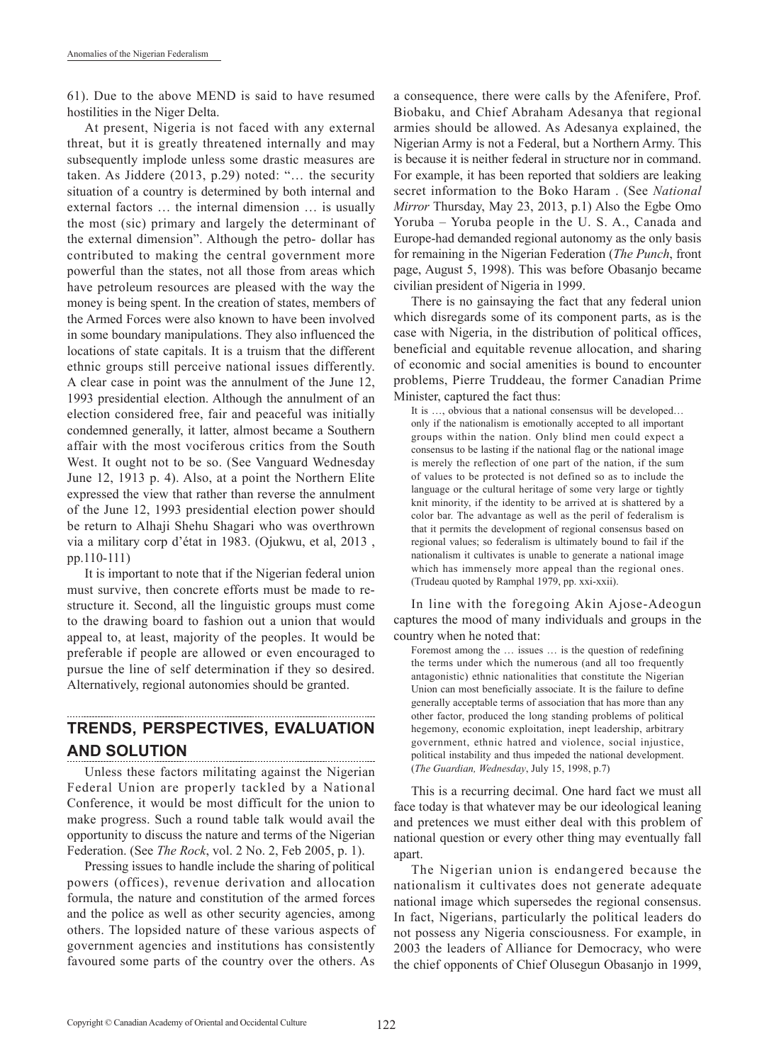61). Due to the above MEND is said to have resumed hostilities in the Niger Delta.

At present, Nigeria is not faced with any external threat, but it is greatly threatened internally and may subsequently implode unless some drastic measures are taken. As Jiddere (2013, p.29) noted: "… the security situation of a country is determined by both internal and external factors … the internal dimension … is usually the most (sic) primary and largely the determinant of the external dimension". Although the petro- dollar has contributed to making the central government more powerful than the states, not all those from areas which have petroleum resources are pleased with the way the money is being spent. In the creation of states, members of the Armed Forces were also known to have been involved in some boundary manipulations. They also influenced the locations of state capitals. It is a truism that the different ethnic groups still perceive national issues differently. A clear case in point was the annulment of the June 12, 1993 presidential election. Although the annulment of an election considered free, fair and peaceful was initially condemned generally, it latter, almost became a Southern affair with the most vociferous critics from the South West. It ought not to be so. (See Vanguard Wednesday June 12, 1913 p. 4). Also, at a point the Northern Elite expressed the view that rather than reverse the annulment of the June 12, 1993 presidential election power should be return to Alhaji Shehu Shagari who was overthrown via a military corp d'état in 1983. (Ojukwu, et al, 2013 , pp.110-111)

It is important to note that if the Nigerian federal union must survive, then concrete efforts must be made to re-structure it. Second, all the linguistic groups must come to the drawing board to fashion out a union that would appeal to, at least, majority of the peoples. It would be preferable if people are allowed or even encouraged to pursue the line of self determination if they so desired. Alternatively, regional autonomies should be granted.

## TRENDS, PERSPECTIVES, EVALUATION AND SOLUTION

Unless these factors militating against the Nigerian Federal Union are properly tackled by a National Conference, it would be most difficult for the union to make progress. Such a round table talk would avail the opportunity to discuss the nature and terms of the Nigerian Federation. (See *The Rock*, vol. 2 No. 2, Feb 2005, p. 1).

Pressing issues to handle include the sharing of political powers (offices), revenue derivation and allocation formula, the nature and constitution of the armed forces and the police as well as other security agencies, among others. The lopsided nature of these various aspects of government agencies and institutions has consistently favoured some parts of the country over the others. As a consequence, there were calls by the Afenifere, Prof. Biobaku, and Chief Abraham Adesanya that regional armies should be allowed. As Adesanya explained, the Nigerian Army is not a Federal, but a Northern Army. This is because it is neither federal in structure nor in command. For example, it has been reported that soldiers are leaking secret information to the Boko Haram . (See *National Mirror* Thursday, May 23, 2013, p.1) Also the Egbe Omo Yoruba – Yoruba people in the U. S. A., Canada and Europe-had demanded regional autonomy as the only basis for remaining in the Nigerian Federation (*The Punch*, front page, August 5, 1998). This was before Obasanjo became civilian president of Nigeria in 1999.

There is no gainsaying the fact that any federal union which disregards some of its component parts, as is the case with Nigeria, in the distribution of political offices, beneficial and equitable revenue allocation, and sharing of economic and social amenities is bound to encounter problems, Pierre Truddeau, the former Canadian Prime Minister, captured the fact thus:

> It is …, obvious that a national consensus will be developed… only if the nationalism is emotionally accepted to all important groups within the nation. Only blind men could expect a consensus to be lasting if the national flag or the national image is merely the reflection of one part of the nation, if the sum of values to be protected is not defined so as to include the language or the cultural heritage of some very large or tightly knit minority, if the identity to be arrived at is shattered by a color bar. The advantage as well as the peril of federalism is that it permits the development of regional consensus based on regional values; so federalism is ultimately bound to fail if the nationalism it cultivates is unable to generate a national image which has immensely more appeal than the regional ones. (Trudeau quoted by Ramphal 1979, pp. xxi-xxii).

In line with the foregoing Akin Ajose-Adeogun captures the mood of many individuals and groups in the country when he noted that:

> Foremost among the … issues … is the question of redefining the terms under which the numerous (and all too frequently antagonistic) ethnic nationalities that constitute the Nigerian Union can most beneficially associate. It is the failure to define generally acceptable terms of association that has more than any other factor, produced the long standing problems of political hegemony, economic exploitation, inept leadership, arbitrary government, ethnic hatred and violence, social injustice, political instability and thus impeded the national development. (*The Guardian, Wednesday*, July 15, 1998, p.7)

This is a recurring decimal. One hard fact we must all face today is that whatever may be our ideological leaning and pretences we must either deal with this problem of national question or every other thing may eventually fall apart.

The Nigerian union is endangered because the nationalism it cultivates does not generate adequate national image which supersedes the regional consensus. In fact, Nigerians, particularly the political leaders do not possess any Nigeria consciousness. For example, in 2003 the leaders of Alliance for Democracy, who were the chief opponents of Chief Olusegun Obasanjo in 1999,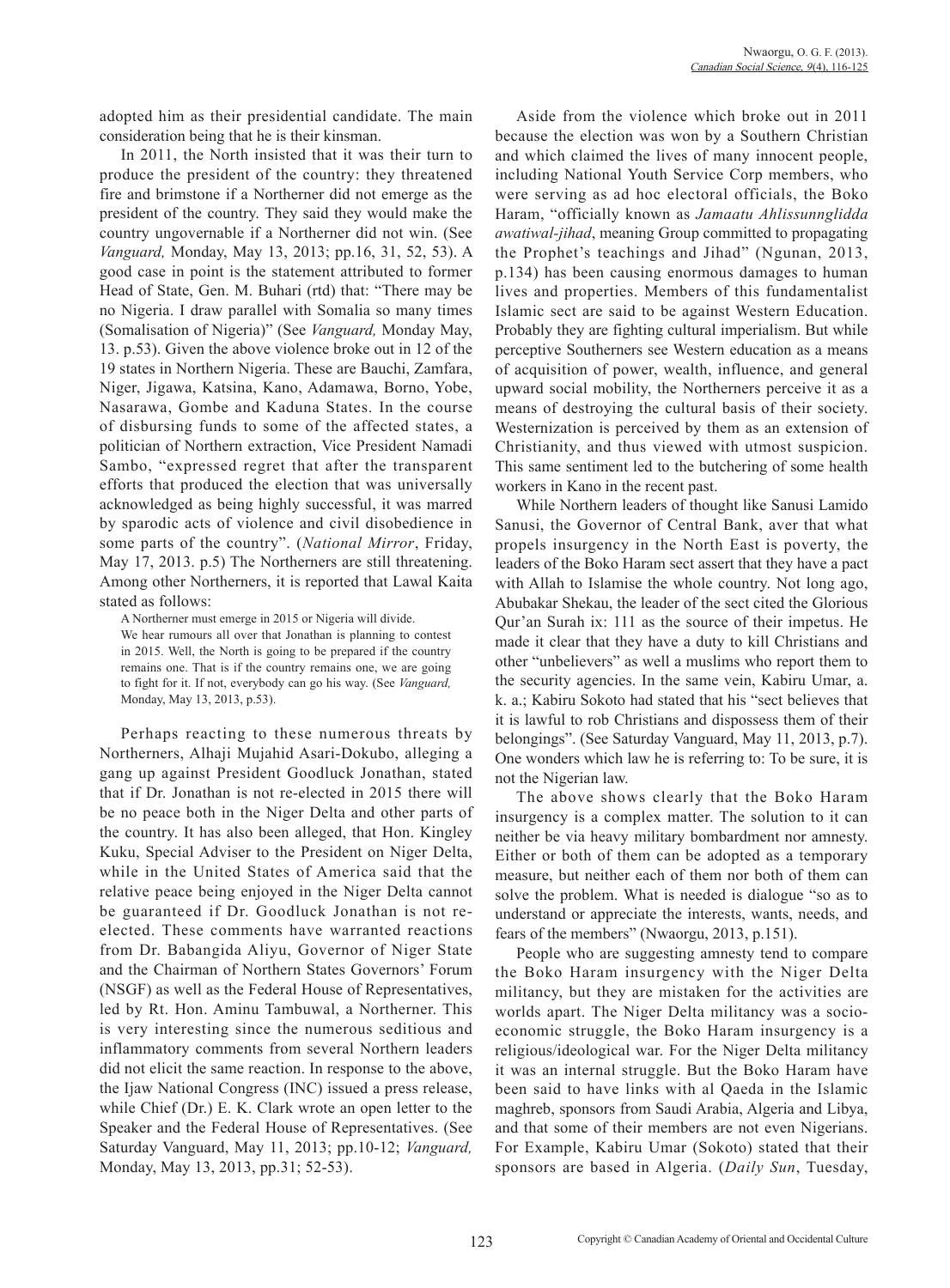adopted him as their presidential candidate. The main consideration being that he is their kinsman.

In 2011, the North insisted that it was their turn to produce the president of the country: they threatened fire and brimstone if a Northerner did not emerge as the president of the country. They said they would make the country ungovernable if a Northerner did not win. (See *Vanguard,* Monday, May 13, 2013; pp.16, 31, 52, 53). A good case in point is the statement attributed to former Head of State, Gen. M. Buhari (rtd) that: "There may be no Nigeria. I draw parallel with Somalia so many times (Somalisation of Nigeria)" (See *Vanguard,* Monday May, 13. p.53). Given the above violence broke out in 12 of the 19 states in Northern Nigeria. These are Bauchi, Zamfara, Niger, Jigawa, Katsina, Kano, Adamawa, Borno, Yobe, Nasarawa, Gombe and Kaduna States. In the course of disbursing funds to some of the affected states, a politician of Northern extraction, Vice President Namadi Sambo, "expressed regret that after the transparent efforts that produced the election that was universally acknowledged as being highly successful, it was marred by sparodic acts of violence and civil disobedience in some parts of the country". (*National Mirror*, Friday, May 17, 2013. p.5) The Northerners are still threatening. Among other Northerners, it is reported that Lawal Kaita stated as follows:

> A Northerner must emerge in 2015 or Nigeria will divide. We hear rumours all over that Jonathan is planning to contest in 2015. Well, the North is going to be prepared if the country remains one. That is if the country remains one, we are going to fight for it. If not, everybody can go his way. (See *Vanguard,* Monday, May 13, 2013, p.53).

Perhaps reacting to these numerous threats by Northerners, Alhaji Mujahid Asari-Dokubo, alleging a gang up against President Goodluck Jonathan, stated that if Dr. Jonathan is not re-elected in 2015 there will be no peace both in the Niger Delta and other parts of the country. It has also been alleged, that Hon. Kingley Kuku, Special Adviser to the President on Niger Delta, while in the United States of America said that the relative peace being enjoyed in the Niger Delta cannot be guaranteed if Dr. Goodluck Jonathan is not re-elected. These comments have warranted reactions from Dr. Babangida Aliyu, Governor of Niger State and the Chairman of Northern States Governors' Forum (NSGF) as well as the Federal House of Representatives, led by Rt. Hon. Aminu Tambuwal, a Northerner. This is very interesting since the numerous seditious and inflammatory comments from several Northern leaders did not elicit the same reaction. In response to the above, the Ijaw National Congress (INC) issued a press release, while Chief (Dr.) E. K. Clark wrote an open letter to the Speaker and the Federal House of Representatives. (See Saturday Vanguard, May 11, 2013; pp.10-12; *Vanguard,* Monday, May 13, 2013, pp.31; 52-53).

Aside from the violence which broke out in 2011 because the election was won by a Southern Christian and which claimed the lives of many innocent people, including National Youth Service Corp members, who were serving as ad hoc electoral officials, the Boko Haram, "officially known as *Jamaatu Ahlissunnglidda awatiwal-jihad*, meaning Group committed to propagating the Prophet's teachings and Jihad" (Ngunan, 2013, p.134) has been causing enormous damages to human lives and properties. Members of this fundamentalist Islamic sect are said to be against Western Education. Probably they are fighting cultural imperialism. But while perceptive Southerners see Western education as a means of acquisition of power, wealth, influence, and general upward social mobility, the Northerners perceive it as a means of destroying the cultural basis of their society. Westernization is perceived by them as an extension of Christianity, and thus viewed with utmost suspicion. This same sentiment led to the butchering of some health workers in Kano in the recent past.

While Northern leaders of thought like Sanusi Lamido Sanusi, the Governor of Central Bank, aver that what propels insurgency in the North East is poverty, the leaders of the Boko Haram sect assert that they have a pact with Allah to Islamise the whole country. Not long ago, Abubakar Shekau, the leader of the sect cited the Glorious Qur'an Surah ix: 111 as the source of their impetus. He made it clear that they have a duty to kill Christians and other "unbelievers" as well a muslims who report them to the security agencies. In the same vein, Kabiru Umar, a. k. a.; Kabiru Sokoto had stated that his "sect believes that it is lawful to rob Christians and dispossess them of their belongings". (See Saturday Vanguard, May 11, 2013, p.7). One wonders which law he is referring to: To be sure, it is not the Nigerian law.

The above shows clearly that the Boko Haram insurgency is a complex matter. The solution to it can neither be via heavy military bombardment nor amnesty. Either or both of them can be adopted as a temporary measure, but neither each of them nor both of them can solve the problem. What is needed is dialogue "so as to understand or appreciate the interests, wants, needs, and fears of the members" (Nwaorgu, 2013, p.151).

People who are suggesting amnesty tend to compare the Boko Haram insurgency with the Niger Delta militancy, but they are mistaken for the activities are worlds apart. The Niger Delta militancy was a socio-economic struggle, the Boko Haram insurgency is a religious/ideological war. For the Niger Delta militancy it was an internal struggle. But the Boko Haram have been said to have links with al Qaeda in the Islamic maghreb, sponsors from Saudi Arabia, Algeria and Libya, and that some of their members are not even Nigerians. For Example, Kabiru Umar (Sokoto) stated that their sponsors are based in Algeria. (*Daily Sun*, Tuesday,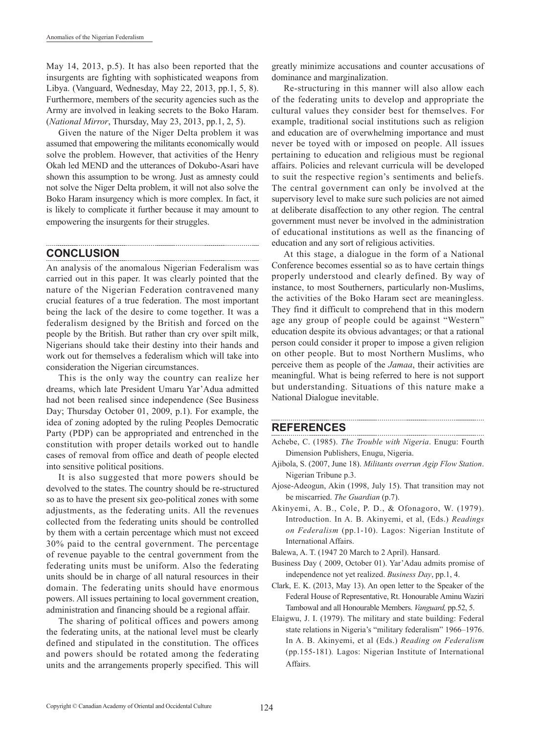May 14, 2013, p.5). It has also been reported that the insurgents are fighting with sophisticated weapons from Libya. (Vanguard, Wednesday, May 22, 2013, pp.1, 5, 8). Furthermore, members of the security agencies such as the Army are involved in leaking secrets to the Boko Haram. (*National Mirror*, Thursday, May 23, 2013, pp.1, 2, 5).

Given the nature of the Niger Delta problem it was assumed that empowering the militants economically would solve the problem. However, that activities of the Henry Okah led MEND and the utterances of Dokubo-Asari have shown this assumption to be wrong. Just as amnesty could not solve the Niger Delta problem, it will not also solve the Boko Haram insurgency which is more complex. In fact, it is likely to complicate it further because it may amount to empowering the insurgents for their struggles.

## CONCLUSION

An analysis of the anomalous Nigerian Federalism was carried out in this paper. It was clearly pointed that the nature of the Nigerian Federation contravened many crucial features of a true federation. The most important being the lack of the desire to come together. It was a federalism designed by the British and forced on the people by the British. But rather than cry over spilt milk, Nigerians should take their destiny into their hands and work out for themselves a federalism which will take into consideration the Nigerian circumstances.

This is the only way the country can realize her dreams, which late President Umaru Yar'Adua admitted had not been realised since independence (See Business Day; Thursday October 01, 2009, p.1). For example, the idea of zoning adopted by the ruling Peoples Democratic Party (PDP) can be appropriated and entrenched in the constitution with proper details worked out to handle cases of removal from office and death of people elected into sensitive political positions.

It is also suggested that more powers should be devolved to the states. The country should be re-structured so as to have the present six geo-political zones with some adjustments, as the federating units. All the revenues collected from the federating units should be controlled by them with a certain percentage which must not exceed 30% paid to the central government. The percentage of revenue payable to the central government from the federating units must be uniform. Also the federating units should be in charge of all natural resources in their domain. The federating units should have enormous powers. All issues pertaining to local government creation, administration and financing should be a regional affair.

The sharing of political offices and powers among the federating units, at the national level must be clearly defined and stipulated in the constitution. The offices and powers should be rotated among the federating units and the arrangements properly specified. This will greatly minimize accusations and counter accusations of dominance and marginalization.

Re-structuring in this manner will also allow each of the federating units to develop and appropriate the cultural values they consider best for themselves. For example, traditional social institutions such as religion and education are of overwhelming importance and must never be toyed with or imposed on people. All issues pertaining to education and religious must be regional affairs. Policies and relevant curricula will be developed to suit the respective region's sentiments and beliefs. The central government can only be involved at the supervisory level to make sure such policies are not aimed at deliberate disaffection to any other region. The central government must never be involved in the administration of educational institutions as well as the financing of education and any sort of religious activities.

At this stage, a dialogue in the form of a National Conference becomes essential so as to have certain things properly understood and clearly defined. By way of instance, to most Southerners, particularly non-Muslims, the activities of the Boko Haram sect are meaningless. They find it difficult to comprehend that in this modern age any group of people could be against "Western" education despite its obvious advantages; or that a rational person could consider it proper to impose a given religion on other people. But to most Northern Muslims, who perceive them as people of the *Jamaa*, their activities are meaningful. What is being referred to here is not support but understanding. Situations of this nature make a National Dialogue inevitable.

## REFERENCES

Achebe, C. (1985). *The Trouble with Nigeria*. Enugu: Fourth Dimension Publishers, Enugu, Nigeria.

Ajibola, S. (2007, June 18). *Militants overrun Agip Flow Station*. Nigerian Tribune p.3.

Ajose-Adeogun, Akin (1998, July 15). That transition may not be miscarried. *The Guardian* (p.7).

Akinyemi, A. B., Cole, P. D., & Ofonagoro, W. (1979). Introduction. In A. B. Akinyemi, et al, (Eds.) *Readings on Federalism* (pp.1-10). Lagos: Nigerian Institute of International Affairs.

Balewa, A. T. (1947 20 March to 2 April). Hansard.

Business Day ( 2009, October 01). Yar'Adau admits promise of independence not yet realized. *Business Day*, pp.1, 4.

Clark, E. K. (2013, May 13). An open letter to the Speaker of the Federal House of Representative, Rt. Honourable Aminu Waziri Tambowal and all Honourable Members. *Vanguard,* pp.52, 5.

Elaigwu, J. I. (1979). The military and state building: Federal state relations in Nigeria's "military federalism" 1966–1976. In A. B. Akinyemi, et al (Eds.) *Reading on Federalism* (pp.155-181). Lagos: Nigerian Institute of International Affairs.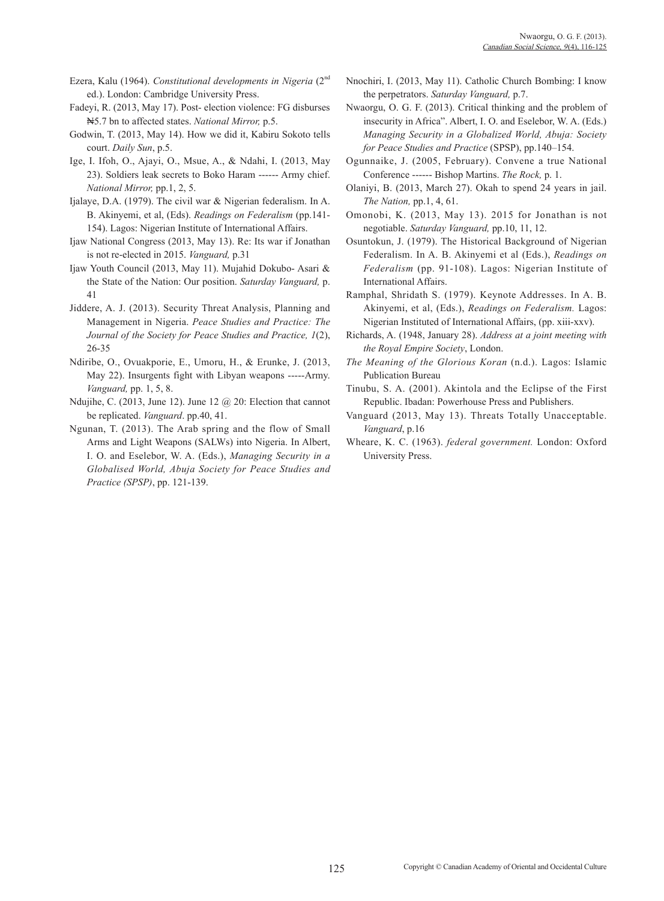Ezera, Kalu (1964). *Constitutional developments in Nigeria* (2nd ed.). London: Cambridge University Press.

Fadeyi, R. (2013, May 17). Post- election violence: FG disburses ₦5.7 bn to affected states. *National Mirror,* p.5.

Godwin, T. (2013, May 14). How we did it, Kabiru Sokoto tells court. *Daily Sun*, p.5.

Ige, I. Ifoh, O., Ajayi, O., Msue, A., & Ndahi, I. (2013, May 23). Soldiers leak secrets to Boko Haram ------ Army chief. *National Mirror,* pp.1, 2, 5.

Ijalaye, D.A. (1979). The civil war & Nigerian federalism. In A. B. Akinyemi, et al, (Eds). *Readings on Federalism* (pp.141-154). Lagos: Nigerian Institute of International Affairs.

Ijaw National Congress (2013, May 13). Re: Its war if Jonathan is not re-elected in 2015. *Vanguard,* p.31

Ijaw Youth Council (2013, May 11). Mujahid Dokubo- Asari & the State of the Nation: Our position. *Saturday Vanguard,* p. 41

Jiddere, A. J. (2013). Security Threat Analysis, Planning and Management in Nigeria. *Peace Studies and Practice: The Journal of the Society for Peace Studies and Practice, 1*(2), 26-35

Ndiribe, O., Ovuakporie, E., Umoru, H., & Erunke, J. (2013, May 22). Insurgents fight with Libyan weapons -----Army. *Vanguard,* pp. 1, 5, 8.

Ndujihe, C. (2013, June 12). June 12 @ 20: Election that cannot be replicated. *Vanguard*. pp.40, 41.

Ngunan, T. (2013). The Arab spring and the flow of Small Arms and Light Weapons (SALWs) into Nigeria. In Albert, I. O. and Eselebor, W. A. (Eds.), *Managing Security in a Globalised World, Abuja Society for Peace Studies and Practice (SPSP)*, pp. 121-139.

Nnochiri, I. (2013, May 11). Catholic Church Bombing: I know the perpetrators. *Saturday Vanguard,* p.7.

Nwaorgu, O. G. F. (2013). Critical thinking and the problem of insecurity in Africa". Albert, I. O. and Eselebor, W. A. (Eds.) *Managing Security in a Globalized World, Abuja: Society for Peace Studies and Practice* (SPSP), pp.140–154.

Ogunnaike, J. (2005, February). Convene a true National Conference ------ Bishop Martins. *The Rock,* p. 1.

Olaniyi, B. (2013, March 27). Okah to spend 24 years in jail. *The Nation,* pp.1, 4, 61.

Omonobi, K. (2013, May 13). 2015 for Jonathan is not negotiable. *Saturday Vanguard,* pp.10, 11, 12.

Osuntokun, J. (1979). The Historical Background of Nigerian Federalism. In A. B. Akinyemi et al (Eds.), *Readings on Federalism* (pp. 91-108). Lagos: Nigerian Institute of International Affairs.

Ramphal, Shridath S. (1979). Keynote Addresses. In A. B. Akinyemi, et al, (Eds.), *Readings on Federalism.* Lagos: Nigerian Instituted of International Affairs, (pp. xiii-xxv).

Richards, A. (1948, January 28). *Address at a joint meeting with the Royal Empire Society*, London.

*The Meaning of the Glorious Koran* (n.d.). Lagos: Islamic Publication Bureau

Tinubu, S. A. (2001). Akintola and the Eclipse of the First Republic. Ibadan: Powerhouse Press and Publishers.

Vanguard (2013, May 13). Threats Totally Unacceptable. *Vanguard*, p.16

Wheare, K. C. (1963). *federal government.* London: Oxford University Press.